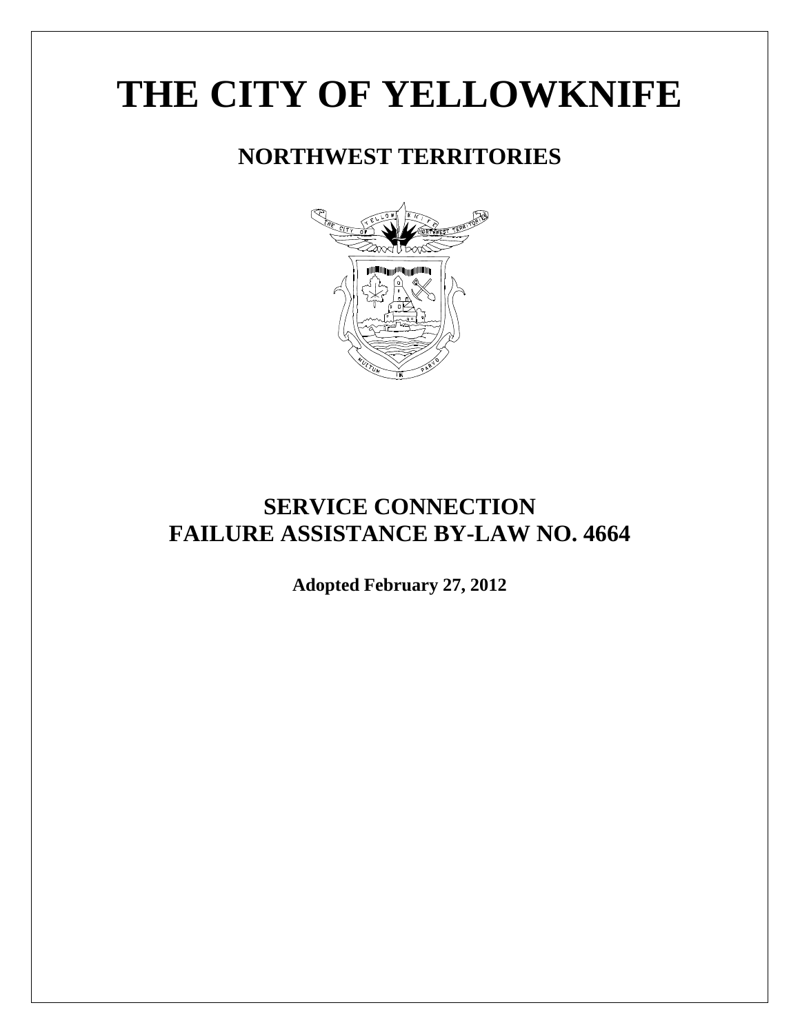# THE CITY OF YELLOWKNIFE

## NORTHWEST TERRITORIES

## SERVICE CONNECTION FAILURE ASSISTANCE BY-LAW NO. 4664

**Adopted February 27, 2012**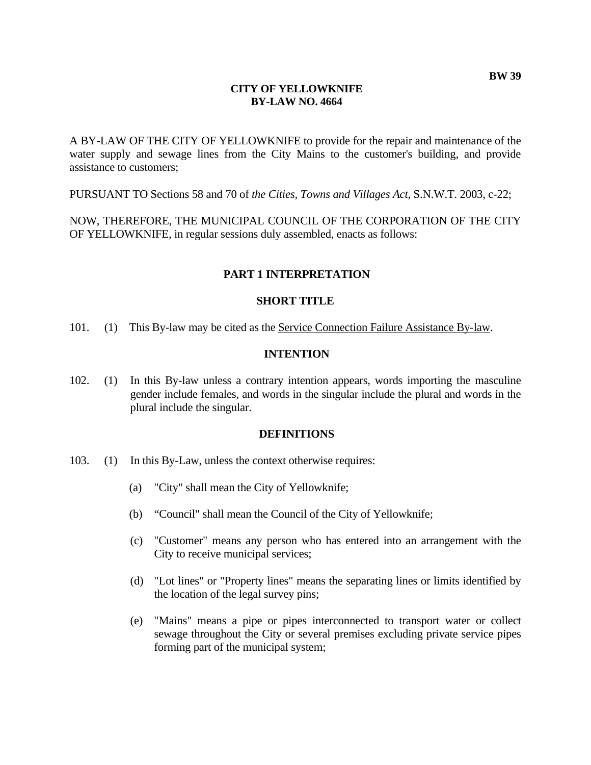**BW 39**

# CITY OF YELLOWKNIFE
# BY-LAW NO. 4664

A BY-LAW OF THE CITY OF YELLOWKNIFE to provide for the repair and maintenance of the water supply and sewage lines from the City Mains to the customer's building, and provide assistance to customers;

PURSUANT TO Sections 58 and 70 of *the Cities, Towns and Villages Act*, S.N.W.T. 2003, c-22;

NOW, THEREFORE, THE MUNICIPAL COUNCIL OF THE CORPORATION OF THE CITY OF YELLOWKNIFE, in regular sessions duly assembled, enacts as follows:

## PART 1 INTERPRETATION

### SHORT TITLE

101. (1) This By-law may be cited as the Service Connection Failure Assistance By-law.

### INTENTION

102. (1) In this By-law unless a contrary intention appears, words importing the masculine gender include females, and words in the singular include the plural and words in the plural include the singular.

### DEFINITIONS

103. (1) In this By-Law, unless the context otherwise requires:

(a) "City" shall mean the City of Yellowknife;

(b) "Council" shall mean the Council of the City of Yellowknife;

(c) "Customer" means any person who has entered into an arrangement with the City to receive municipal services;

(d) "Lot lines" or "Property lines" means the separating lines or limits identified by the location of the legal survey pins;

(e) "Mains" means a pipe or pipes interconnected to transport water or collect sewage throughout the City or several premises excluding private service pipes forming part of the municipal system;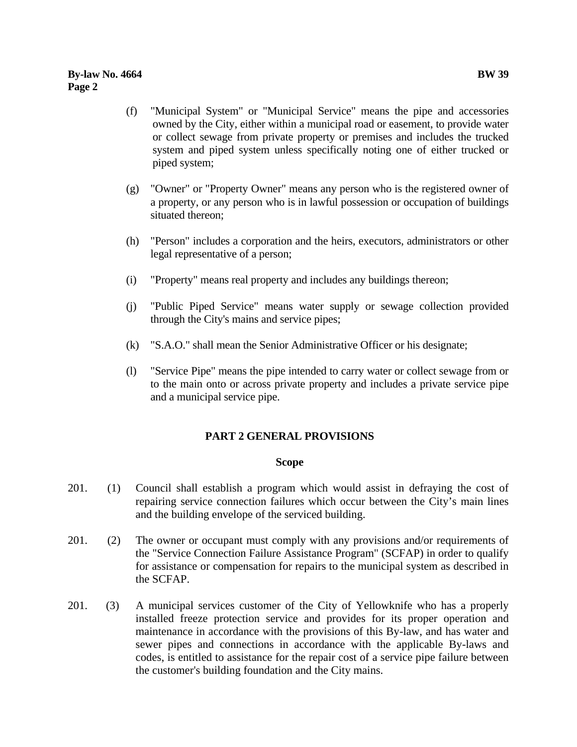(f) "Municipal System" or "Municipal Service" means the pipe and accessories owned by the City, either within a municipal road or easement, to provide water or collect sewage from private property or premises and includes the trucked system and piped system unless specifically noting one of either trucked or piped system;

(g) "Owner" or "Property Owner" means any person who is the registered owner of a property, or any person who is in lawful possession or occupation of buildings situated thereon;

(h) "Person" includes a corporation and the heirs, executors, administrators or other legal representative of a person;

(i) "Property" means real property and includes any buildings thereon;

(j) "Public Piped Service" means water supply or sewage collection provided through the City's mains and service pipes;

(k) "S.A.O." shall mean the Senior Administrative Officer or his designate;

(l) "Service Pipe" means the pipe intended to carry water or collect sewage from or to the main onto or across private property and includes a private service pipe and a municipal service pipe.

## PART 2 GENERAL PROVISIONS

### Scope

201. (1) Council shall establish a program which would assist in defraying the cost of repairing service connection failures which occur between the City's main lines and the building envelope of the serviced building.

201. (2) The owner or occupant must comply with any provisions and/or requirements of the "Service Connection Failure Assistance Program" (SCFAP) in order to qualify for assistance or compensation for repairs to the municipal system as described in the SCFAP.

201. (3) A municipal services customer of the City of Yellowknife who has a properly installed freeze protection service and provides for its proper operation and maintenance in accordance with the provisions of this By-law, and has water and sewer pipes and connections in accordance with the applicable By-laws and codes, is entitled to assistance for the repair cost of a service pipe failure between the customer's building foundation and the City mains.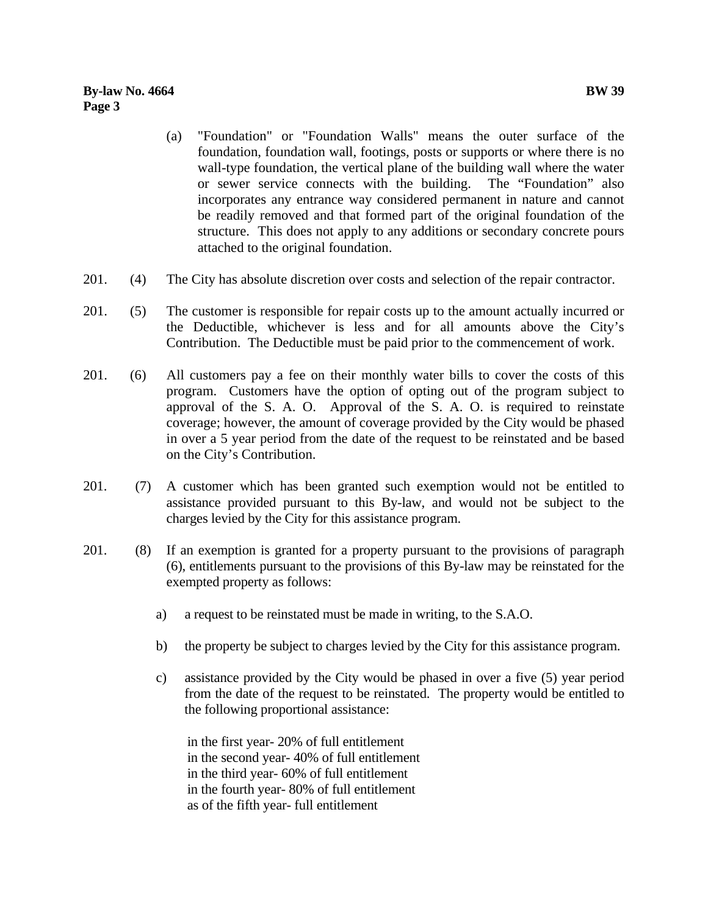(a) "Foundation" or "Foundation Walls" means the outer surface of the foundation, foundation wall, footings, posts or supports or where there is no wall-type foundation, the vertical plane of the building wall where the water or sewer service connects with the building. The "Foundation" also incorporates any entrance way considered permanent in nature and cannot be readily removed and that formed part of the original foundation of the structure. This does not apply to any additions or secondary concrete pours attached to the original foundation.

201. (4) The City has absolute discretion over costs and selection of the repair contractor.

201. (5) The customer is responsible for repair costs up to the amount actually incurred or the Deductible, whichever is less and for all amounts above the City's Contribution. The Deductible must be paid prior to the commencement of work.

201. (6) All customers pay a fee on their monthly water bills to cover the costs of this program. Customers have the option of opting out of the program subject to approval of the S. A. O. Approval of the S. A. O. is required to reinstate coverage; however, the amount of coverage provided by the City would be phased in over a 5 year period from the date of the request to be reinstated and be based on the City's Contribution.

201. (7) A customer which has been granted such exemption would not be entitled to assistance provided pursuant to this By-law, and would not be subject to the charges levied by the City for this assistance program.

201. (8) If an exemption is granted for a property pursuant to the provisions of paragraph (6), entitlements pursuant to the provisions of this By-law may be reinstated for the exempted property as follows:

a) a request to be reinstated must be made in writing, to the S.A.O.

b) the property be subject to charges levied by the City for this assistance program.

c) assistance provided by the City would be phased in over a five (5) year period from the date of the request to be reinstated. The property would be entitled to the following proportional assistance:

in the first year- 20% of full entitlement
in the second year- 40% of full entitlement
in the third year- 60% of full entitlement
in the fourth year- 80% of full entitlement
as of the fifth year- full entitlement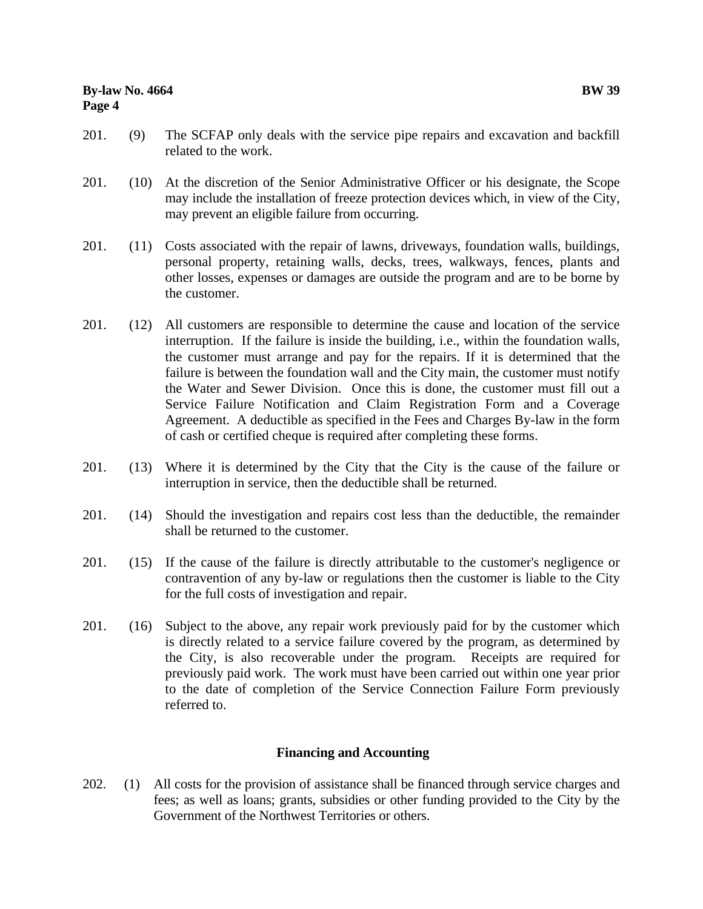201. (9) The SCFAP only deals with the service pipe repairs and excavation and backfill related to the work.

201. (10) At the discretion of the Senior Administrative Officer or his designate, the Scope may include the installation of freeze protection devices which, in view of the City, may prevent an eligible failure from occurring.

201. (11) Costs associated with the repair of lawns, driveways, foundation walls, buildings, personal property, retaining walls, decks, trees, walkways, fences, plants and other losses, expenses or damages are outside the program and are to be borne by the customer.

201. (12) All customers are responsible to determine the cause and location of the service interruption. If the failure is inside the building, i.e., within the foundation walls, the customer must arrange and pay for the repairs. If it is determined that the failure is between the foundation wall and the City main, the customer must notify the Water and Sewer Division. Once this is done, the customer must fill out a Service Failure Notification and Claim Registration Form and a Coverage Agreement. A deductible as specified in the Fees and Charges By-law in the form of cash or certified cheque is required after completing these forms.

201. (13) Where it is determined by the City that the City is the cause of the failure or interruption in service, then the deductible shall be returned.

201. (14) Should the investigation and repairs cost less than the deductible, the remainder shall be returned to the customer.

201. (15) If the cause of the failure is directly attributable to the customer's negligence or contravention of any by-law or regulations then the customer is liable to the City for the full costs of investigation and repair.

201. (16) Subject to the above, any repair work previously paid for by the customer which is directly related to a service failure covered by the program, as determined by the City, is also recoverable under the program. Receipts are required for previously paid work. The work must have been carried out within one year prior to the date of completion of the Service Connection Failure Form previously referred to.

## Financing and Accounting

202. (1) All costs for the provision of assistance shall be financed through service charges and fees; as well as loans; grants, subsidies or other funding provided to the City by the Government of the Northwest Territories or others.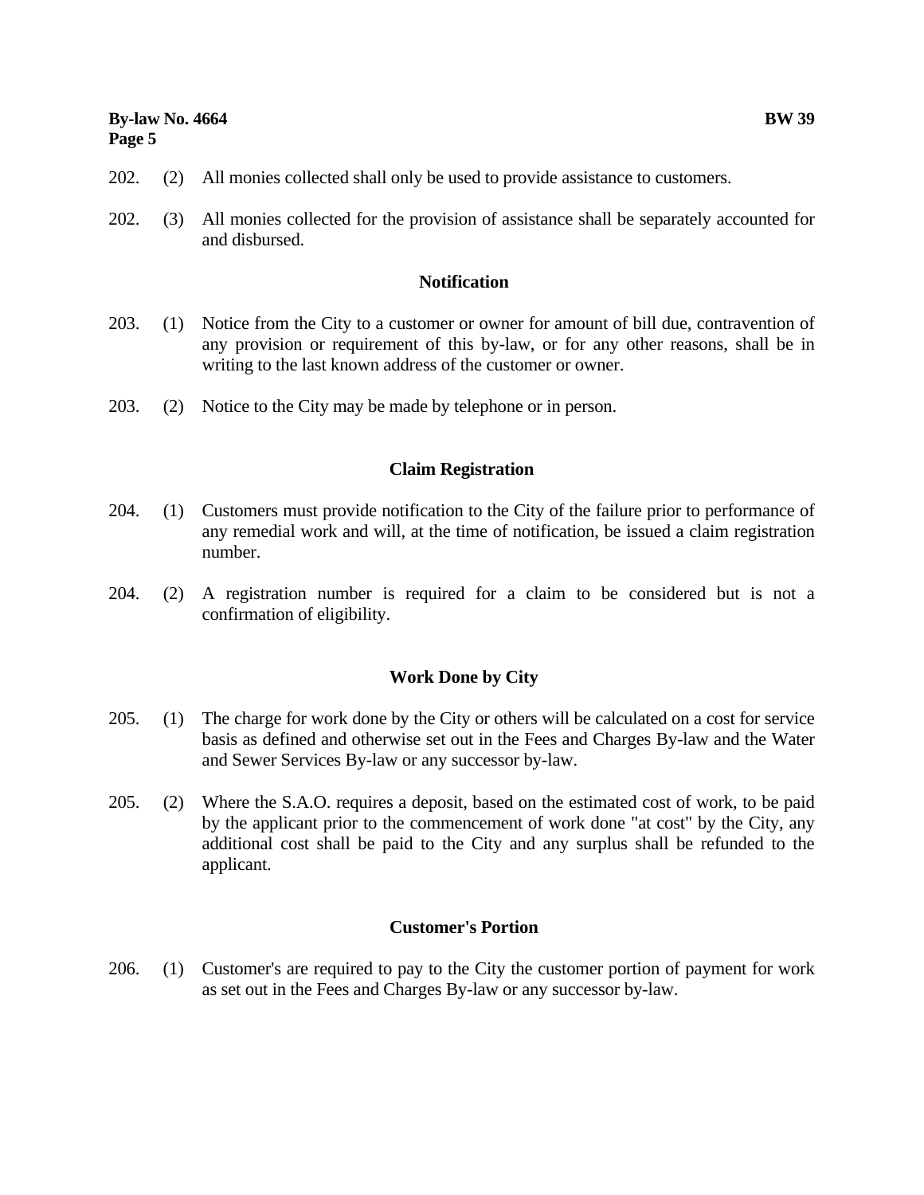202. (2) All monies collected shall only be used to provide assistance to customers.

202. (3) All monies collected for the provision of assistance shall be separately accounted for and disbursed.

### Notification

203. (1) Notice from the City to a customer or owner for amount of bill due, contravention of any provision or requirement of this by-law, or for any other reasons, shall be in writing to the last known address of the customer or owner.

203. (2) Notice to the City may be made by telephone or in person.

### Claim Registration

204. (1) Customers must provide notification to the City of the failure prior to performance of any remedial work and will, at the time of notification, be issued a claim registration number.

204. (2) A registration number is required for a claim to be considered but is not a confirmation of eligibility.

### Work Done by City

205. (1) The charge for work done by the City or others will be calculated on a cost for service basis as defined and otherwise set out in the Fees and Charges By-law and the Water and Sewer Services By-law or any successor by-law.

205. (2) Where the S.A.O. requires a deposit, based on the estimated cost of work, to be paid by the applicant prior to the commencement of work done "at cost" by the City, any additional cost shall be paid to the City and any surplus shall be refunded to the applicant.

### Customer's Portion

206. (1) Customer's are required to pay to the City the customer portion of payment for work as set out in the Fees and Charges By-law or any successor by-law.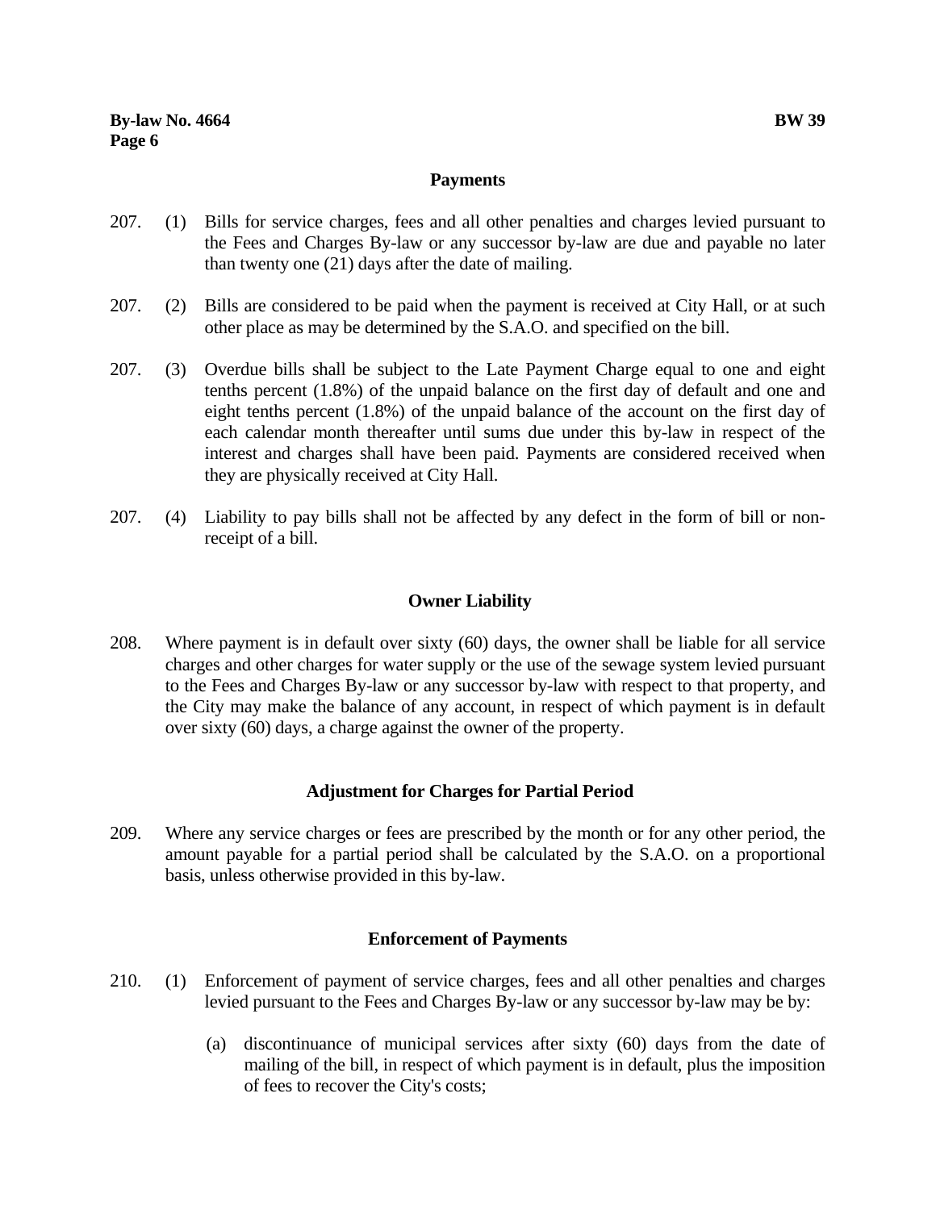## Payments

207. (1) Bills for service charges, fees and all other penalties and charges levied pursuant to the Fees and Charges By-law or any successor by-law are due and payable no later than twenty one (21) days after the date of mailing.

207. (2) Bills are considered to be paid when the payment is received at City Hall, or at such other place as may be determined by the S.A.O. and specified on the bill.

207. (3) Overdue bills shall be subject to the Late Payment Charge equal to one and eight tenths percent (1.8%) of the unpaid balance on the first day of default and one and eight tenths percent (1.8%) of the unpaid balance of the account on the first day of each calendar month thereafter until sums due under this by-law in respect of the interest and charges shall have been paid. Payments are considered received when they are physically received at City Hall.

207. (4) Liability to pay bills shall not be affected by any defect in the form of bill or non-receipt of a bill.

## Owner Liability

208. Where payment is in default over sixty (60) days, the owner shall be liable for all service charges and other charges for water supply or the use of the sewage system levied pursuant to the Fees and Charges By-law or any successor by-law with respect to that property, and the City may make the balance of any account, in respect of which payment is in default over sixty (60) days, a charge against the owner of the property.

## Adjustment for Charges for Partial Period

209. Where any service charges or fees are prescribed by the month or for any other period, the amount payable for a partial period shall be calculated by the S.A.O. on a proportional basis, unless otherwise provided in this by-law.

## Enforcement of Payments

210. (1) Enforcement of payment of service charges, fees and all other penalties and charges levied pursuant to the Fees and Charges By-law or any successor by-law may be by:

(a) discontinuance of municipal services after sixty (60) days from the date of mailing of the bill, in respect of which payment is in default, plus the imposition of fees to recover the City's costs;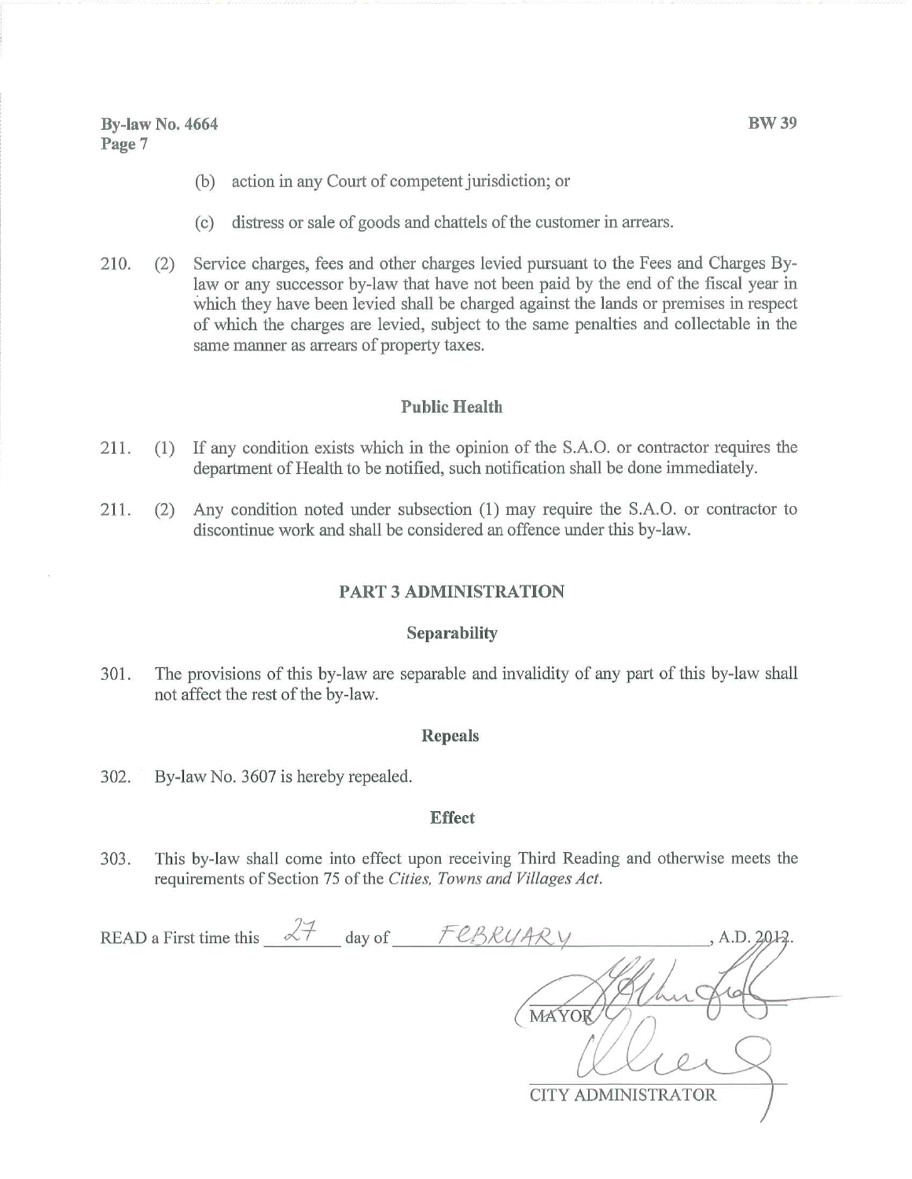(b) action in any Court of competent jurisdiction; or

(c) distress or sale of goods and chattels of the customer in arrears.

210. (2) Service charges, fees and other charges levied pursuant to the Fees and Charges By-law or any successor by-law that have not been paid by the end of the fiscal year in which they have been levied shall be charged against the lands or premises in respect of which the charges are levied, subject to the same penalties and collectable in the same manner as arrears of property taxes.

### Public Health

211. (1) If any condition exists which in the opinion of the S.A.O. or contractor requires the department of Health to be notified, such notification shall be done immediately.

211. (2) Any condition noted under subsection (1) may require the S.A.O. or contractor to discontinue work and shall be considered an offence under this by-law.

## PART 3 ADMINISTRATION

### Separability

301. The provisions of this by-law are separable and invalidity of any part of this by-law shall not affect the rest of the by-law.

### Repeals

302. By-law No. 3607 is hereby repealed.

### Effect

303. This by-law shall come into effect upon receiving Third Reading and otherwise meets the requirements of Section 75 of the *Cities, Towns and Villages Act*.

READ a First time this 27 day of FEBRUARY, A.D. 2012.

MAYOR

CITY ADMINISTRATOR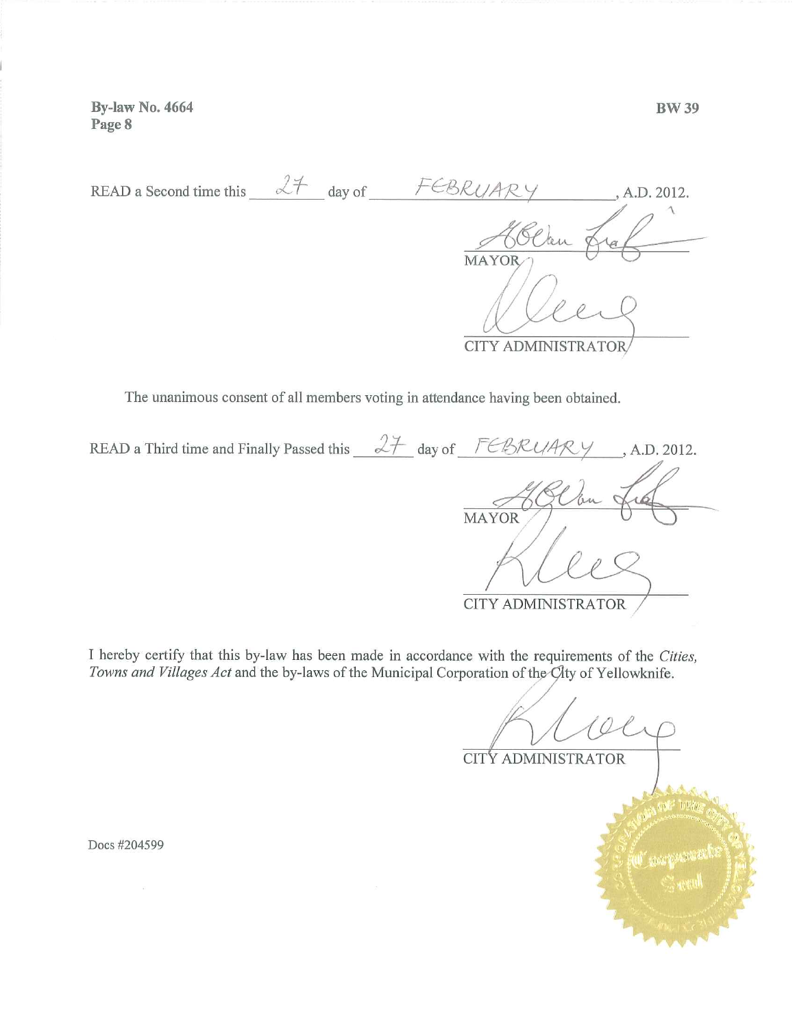By-law No. 4664
Page 8

BW 39

READ a Second time this 27 day of FEBRUARY, A.D. 2012.

MAYOR

CITY ADMINISTRATOR

The unanimous consent of all members voting in attendance having been obtained.

READ a Third time and Finally Passed this 27 day of FEBRUARY, A.D. 2012.

MAYOR

CITY ADMINISTRATOR

I hereby certify that this by-law has been made in accordance with the requirements of the *Cities, Towns and Villages Act* and the by-laws of the Municipal Corporation of the City of Yellowknife.

CITY ADMINISTRATOR

Docs #204599